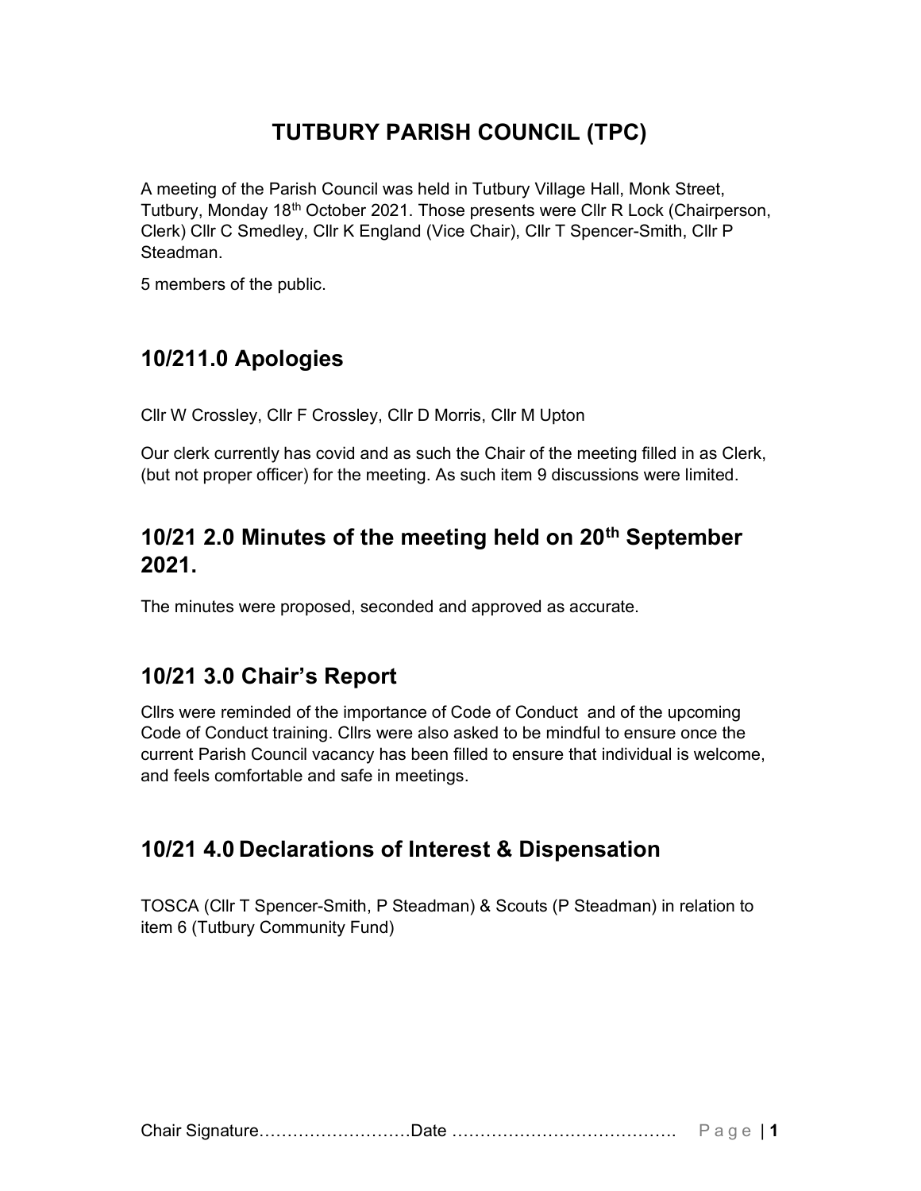# TUTBURY PARISH COUNCIL (TPC)

A meeting of the Parish Council was held in Tutbury Village Hall, Monk Street, Tutbury, Monday 18th October 2021. Those presents were Cllr R Lock (Chairperson, Clerk) Cllr C Smedley, Cllr K England (Vice Chair), Cllr T Spencer-Smith, Cllr P Steadman.

5 members of the public.

## 10/211.0 Apologies

Cllr W Crossley, Cllr F Crossley, Cllr D Morris, Cllr M Upton

Our clerk currently has covid and as such the Chair of the meeting filled in as Clerk, (but not proper officer) for the meeting. As such item 9 discussions were limited.

## 10/21 2.0 Minutes of the meeting held on 20th September 2021.

The minutes were proposed, seconded and approved as accurate.

## 10/21 3.0 Chair's Report

Cllrs were reminded of the importance of Code of Conduct and of the upcoming Code of Conduct training. Cllrs were also asked to be mindful to ensure once the current Parish Council vacancy has been filled to ensure that individual is welcome, and feels comfortable and safe in meetings.

## 10/21 4.0 Declarations of Interest & Dispensation

TOSCA (Cllr T Spencer-Smith, P Steadman) & Scouts (P Steadman) in relation to item 6 (Tutbury Community Fund)

Chair Signature………………………Date ………………………………….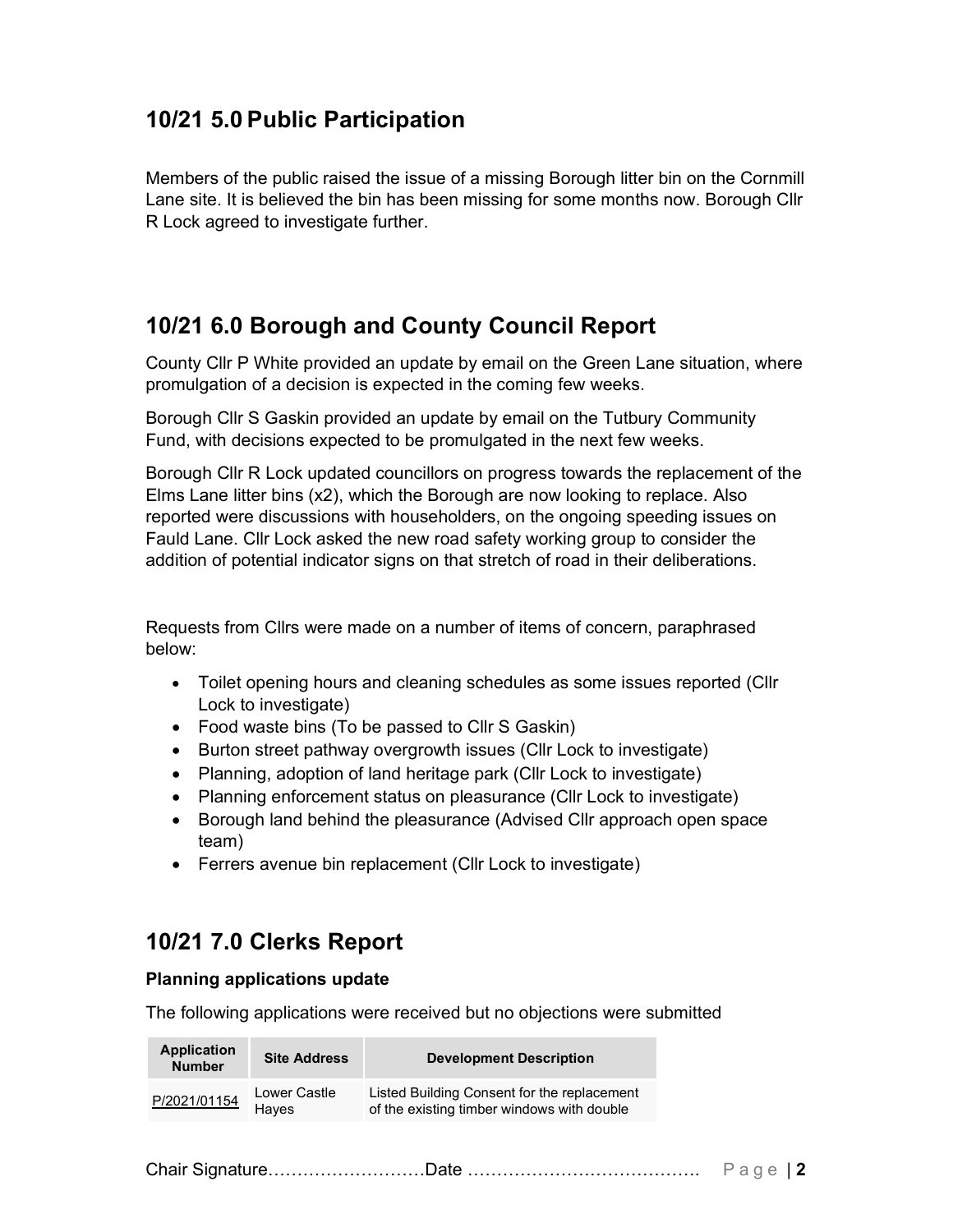## 10/21 5.0 Public Participation

Members of the public raised the issue of a missing Borough litter bin on the Cornmill Lane site. It is believed the bin has been missing for some months now. Borough Cllr R Lock agreed to investigate further.

## 10/21 6.0 Borough and County Council Report

County Cllr P White provided an update by email on the Green Lane situation, where promulgation of a decision is expected in the coming few weeks.

Borough Cllr S Gaskin provided an update by email on the Tutbury Community Fund, with decisions expected to be promulgated in the next few weeks.

Borough Cllr R Lock updated councillors on progress towards the replacement of the Elms Lane litter bins (x2), which the Borough are now looking to replace. Also reported were discussions with householders, on the ongoing speeding issues on Fauld Lane. Cllr Lock asked the new road safety working group to consider the addition of potential indicator signs on that stretch of road in their deliberations.

Requests from Cllrs were made on a number of items of concern, paraphrased below:

- Toilet opening hours and cleaning schedules as some issues reported (Cllr Lock to investigate)
- Food waste bins (To be passed to Cllr S Gaskin)
- Burton street pathway overgrowth issues (Cllr Lock to investigate)
- Planning, adoption of land heritage park (Cllr Lock to investigate)
- Planning enforcement status on pleasurance (Cllr Lock to investigate)
- Borough land behind the pleasurance (Advised Cllr approach open space team)
- Ferrers avenue bin replacement (Cllr Lock to investigate)

## 10/21 7.0 Clerks Report

**Planning applications update**

The following applications were received but no objections were submitted

| Application Number | Site Address | Development Description |
|---|---|---|
| P/2021/01154 | Lower Castle Hayes | Listed Building Consent for the replacement of the existing timber windows with double |

Chair Signature………………………Date ………………………………….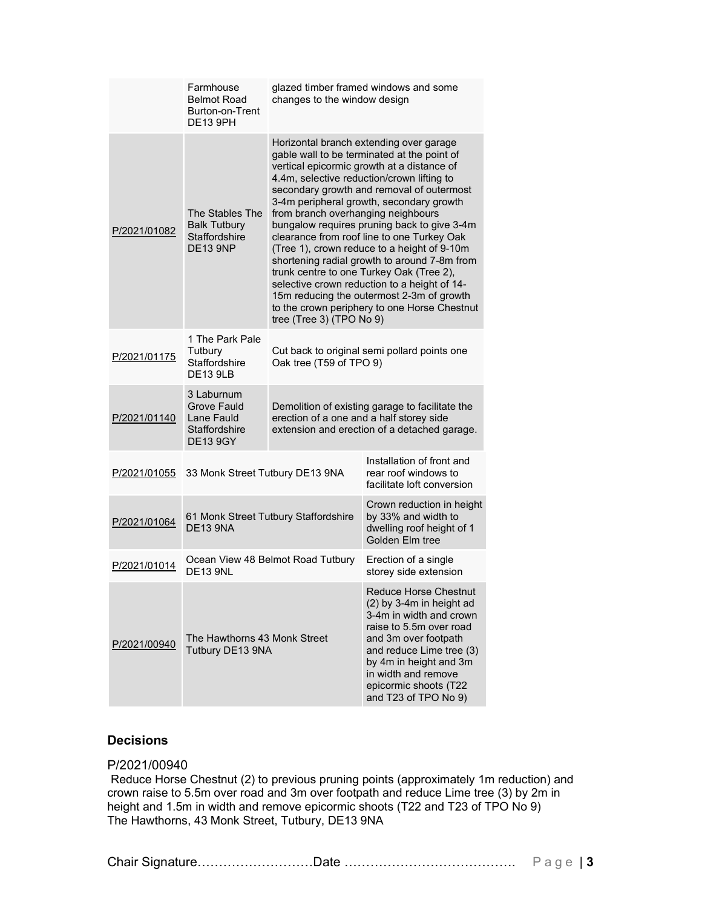| | | |
|---|---|---|
| | Farmhouse Belmot Road Burton-on-Trent DE13 9PH | glazed timber framed windows and some changes to the window design |
| P/2021/01082 | The Stables The Balk Tutbury Staffordshire DE13 9NP | Horizontal branch extending over garage gable wall to be terminated at the point of vertical epicormic growth at a distance of 4.4m, selective reduction/crown lifting to secondary growth and removal of outermost 3-4m peripheral growth, secondary growth from branch overhanging neighbours bungalow requires pruning back to give 3-4m clearance from roof line to one Turkey Oak (Tree 1), crown reduce to a height of 9-10m shortening radial growth to around 7-8m from trunk centre to one Turkey Oak (Tree 2), selective crown reduction to a height of 14-15m reducing the outermost 2-3m of growth to the crown periphery to one Horse Chestnut tree (Tree 3) (TPO No 9) |
| P/2021/01175 | 1 The Park Pale Tutbury Staffordshire DE13 9LB | Cut back to original semi pollard points one Oak tree (T59 of TPO 9) |
| P/2021/01140 | 3 Laburnum Grove Fauld Lane Fauld Staffordshire DE13 9GY | Demolition of existing garage to facilitate the erection of a one and a half storey side extension and erection of a detached garage. |
| P/2021/01055 | 33 Monk Street Tutbury DE13 9NA | Installation of front and rear roof windows to facilitate loft conversion |
| P/2021/01064 | 61 Monk Street Tutbury Staffordshire DE13 9NA | Crown reduction in height by 33% and width to dwelling roof height of 1 Golden Elm tree |
| P/2021/01014 | Ocean View 48 Belmot Road Tutbury DE13 9NL | Erection of a single storey side extension |
| P/2021/00940 | The Hawthorns 43 Monk Street Tutbury DE13 9NA | Reduce Horse Chestnut (2) by 3-4m in height ad 3-4m in width and crown raise to 5.5m over road and 3m over footpath and reduce Lime tree (3) by 4m in height and 3m in width and remove epicormic shoots (T22 and T23 of TPO No 9) |

## Decisions

P/2021/00940
Reduce Horse Chestnut (2) to previous pruning points (approximately 1m reduction) and crown raise to 5.5m over road and 3m over footpath and reduce Lime tree (3) by 2m in height and 1.5m in width and remove epicormic shoots (T22 and T23 of TPO No 9)
The Hawthorns, 43 Monk Street, Tutbury, DE13 9NA

Chair Signature………………………Date ………………………………….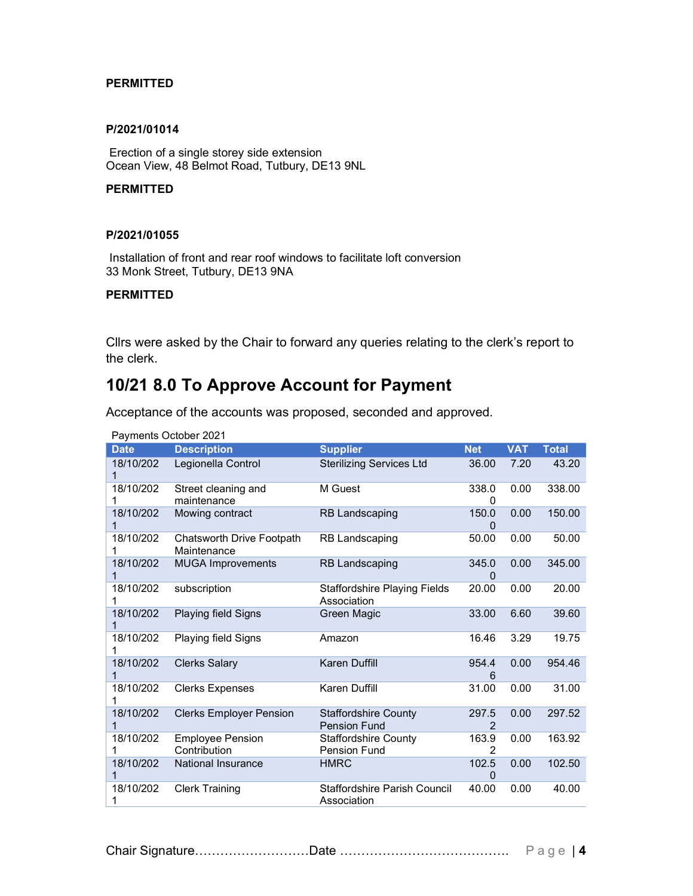**PERMITTED**

**P/2021/01014**

Erection of a single storey side extension
Ocean View, 48 Belmot Road, Tutbury, DE13 9NL

**PERMITTED**

**P/2021/01055**

Installation of front and rear roof windows to facilitate loft conversion
33 Monk Street, Tutbury, DE13 9NA

**PERMITTED**

Cllrs were asked by the Chair to forward any queries relating to the clerk's report to the clerk.

## 10/21 8.0 To Approve Account for Payment

Acceptance of the accounts was proposed, seconded and approved.

Payments October 2021

| Date | Description | Supplier | Net | VAT | Total |
|---|---|---|---|---|---|
| 18/10/2021 | Legionella Control | Sterilizing Services Ltd | 36.00 | 7.20 | 43.20 |
| 18/10/2021 | Street cleaning and maintenance | M Guest | 338.00 | 0.00 | 338.00 |
| 18/10/2021 | Mowing contract | RB Landscaping | 150.00 | 0.00 | 150.00 |
| 18/10/2021 | Chatsworth Drive Footpath Maintenance | RB Landscaping | 50.00 | 0.00 | 50.00 |
| 18/10/2021 | MUGA Improvements | RB Landscaping | 345.00 | 0.00 | 345.00 |
| 18/10/2021 | subscription | Staffordshire Playing Fields Association | 20.00 | 0.00 | 20.00 |
| 18/10/2021 | Playing field Signs | Green Magic | 33.00 | 6.60 | 39.60 |
| 18/10/2021 | Playing field Signs | Amazon | 16.46 | 3.29 | 19.75 |
| 18/10/2021 | Clerks Salary | Karen Duffill | 954.46 | 0.00 | 954.46 |
| 18/10/2021 | Clerks Expenses | Karen Duffill | 31.00 | 0.00 | 31.00 |
| 18/10/2021 | Clerks Employer Pension | Staffordshire County Pension Fund | 297.52 | 0.00 | 297.52 |
| 18/10/2021 | Employee Pension Contribution | Staffordshire County Pension Fund | 163.92 | 0.00 | 163.92 |
| 18/10/2021 | National Insurance | HMRC | 102.50 | 0.00 | 102.50 |
| 18/10/2021 | Clerk Training | Staffordshire Parish Council Association | 40.00 | 0.00 | 40.00 |

Chair Signature……………………….Date ………………………………….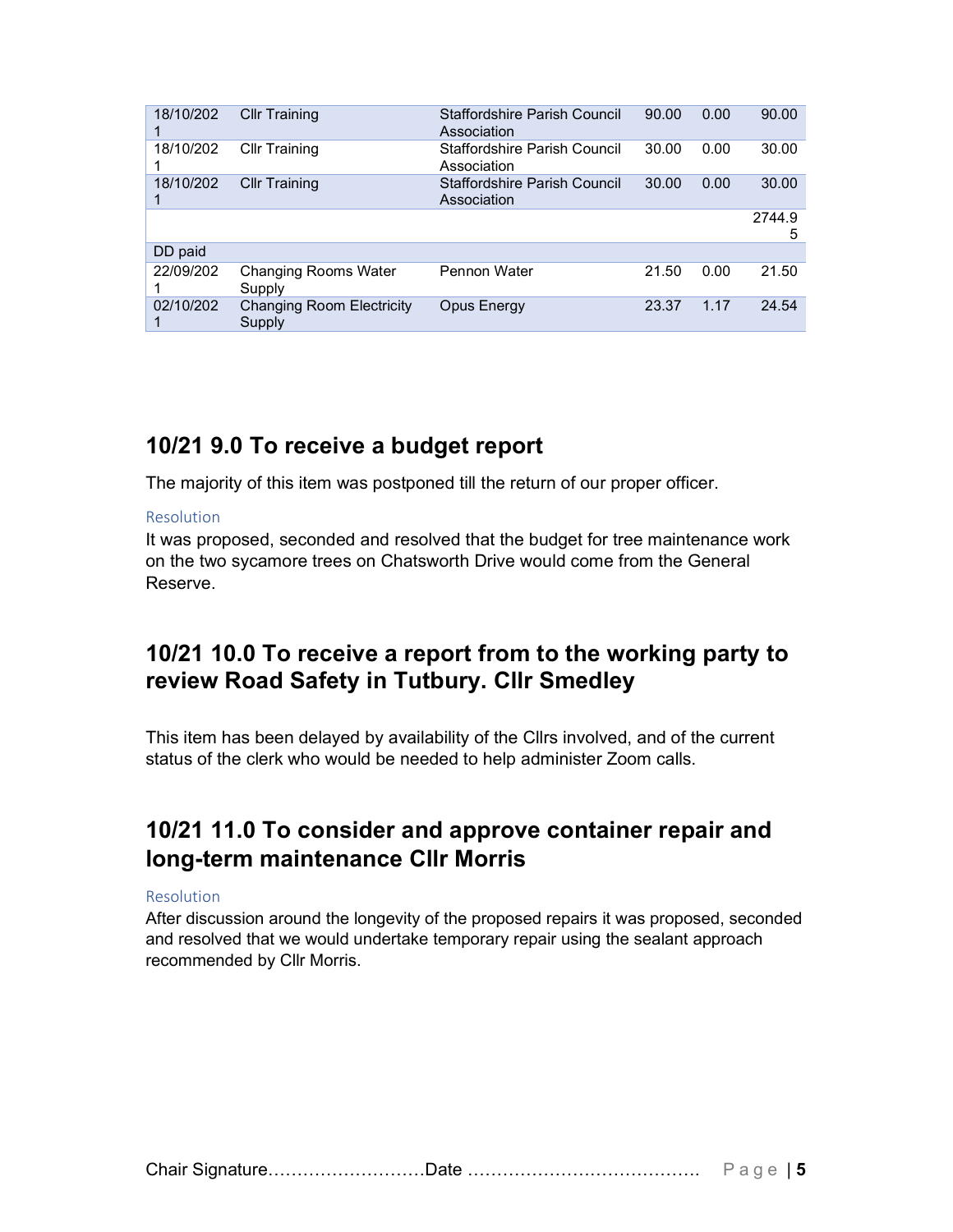| 18/10/2021 | Cllr Training | Staffordshire Parish Council Association | 90.00 | 0.00 | 90.00 |
|---|---|---|---|---|---|
| 18/10/2021 | Cllr Training | Staffordshire Parish Council Association | 30.00 | 0.00 | 30.00 |
| 18/10/2021 | Cllr Training | Staffordshire Parish Council Association | 30.00 | 0.00 | 30.00 |
| | | | | | 2744.95 |
| DD paid | | | | | |
| 22/09/2021 | Changing Rooms Water Supply | Pennon Water | 21.50 | 0.00 | 21.50 |
| 02/10/2021 | Changing Room Electricity Supply | Opus Energy | 23.37 | 1.17 | 24.54 |

## 10/21 9.0 To receive a budget report

The majority of this item was postponed till the return of our proper officer.

Resolution

It was proposed, seconded and resolved that the budget for tree maintenance work on the two sycamore trees on Chatsworth Drive would come from the General Reserve.

## 10/21 10.0 To receive a report from to the working party to review Road Safety in Tutbury. Cllr Smedley

This item has been delayed by availability of the Cllrs involved, and of the current status of the clerk who would be needed to help administer Zoom calls.

## 10/21 11.0 To consider and approve container repair and long-term maintenance Cllr Morris

Resolution

After discussion around the longevity of the proposed repairs it was proposed, seconded and resolved that we would undertake temporary repair using the sealant approach recommended by Cllr Morris.

Chair Signature………………………Date ………………………………….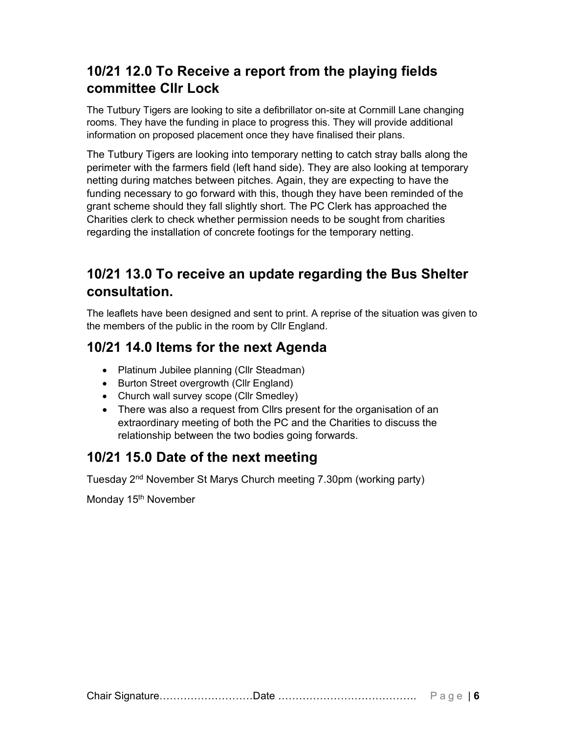## 10/21 12.0 To Receive a report from the playing fields committee Cllr Lock

The Tutbury Tigers are looking to site a defibrillator on-site at Cornmill Lane changing rooms. They have the funding in place to progress this. They will provide additional information on proposed placement once they have finalised their plans.

The Tutbury Tigers are looking into temporary netting to catch stray balls along the perimeter with the farmers field (left hand side). They are also looking at temporary netting during matches between pitches. Again, they are expecting to have the funding necessary to go forward with this, though they have been reminded of the grant scheme should they fall slightly short. The PC Clerk has approached the Charities clerk to check whether permission needs to be sought from charities regarding the installation of concrete footings for the temporary netting.

## 10/21 13.0 To receive an update regarding the Bus Shelter consultation.

The leaflets have been designed and sent to print. A reprise of the situation was given to the members of the public in the room by Cllr England.

## 10/21 14.0 Items for the next Agenda

- Platinum Jubilee planning (Cllr Steadman)
- Burton Street overgrowth (Cllr England)
- Church wall survey scope (Cllr Smedley)
- There was also a request from Cllrs present for the organisation of an extraordinary meeting of both the PC and the Charities to discuss the relationship between the two bodies going forwards.

## 10/21 15.0 Date of the next meeting

Tuesday 2nd November St Marys Church meeting 7.30pm (working party)

Monday 15th November

Chair Signature………………………Date ………………………………….